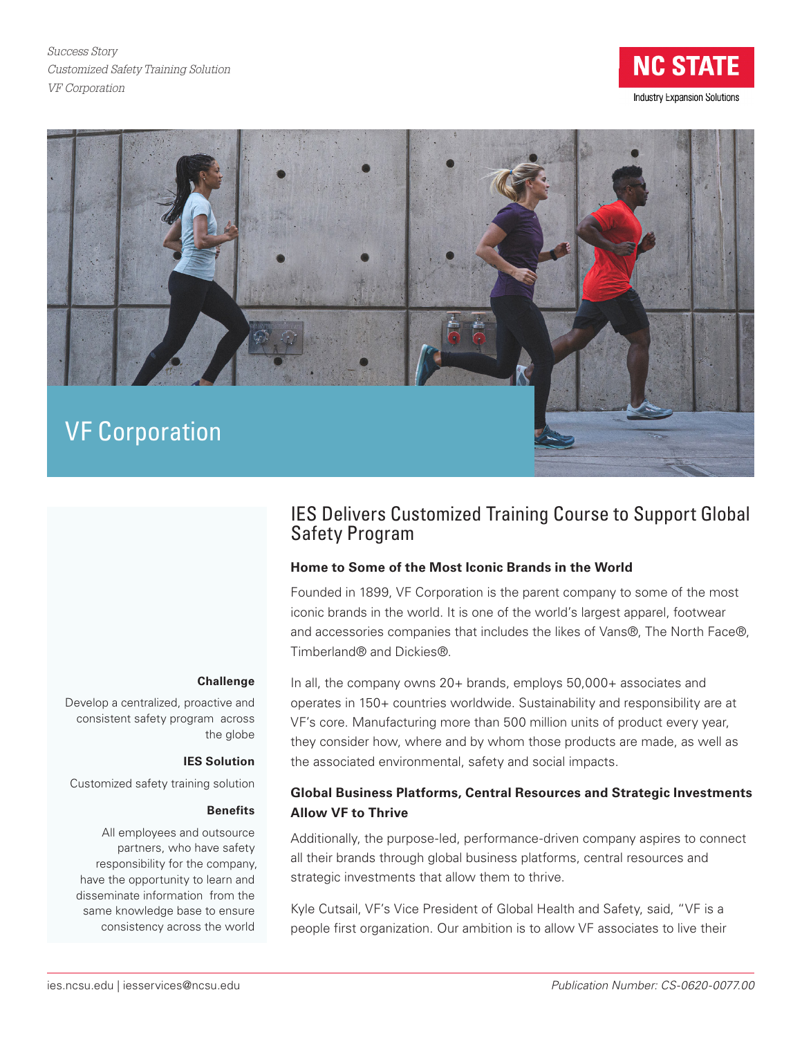*Success Story*
*Customized Safety Training Solution*
*VF Corporation*

NC STATE
Industry Expansion Solutions

# VF Corporation

## IES Delivers Customized Training Course to Support Global Safety Program

**Challenge**

Develop a centralized, proactive and consistent safety program across the globe

**IES Solution**

Customized safety training solution

**Benefits**

All employees and outsource partners, who have safety responsibility for the company, have the opportunity to learn and disseminate information from the same knowledge base to ensure consistency across the world

### Home to Some of the Most Iconic Brands in the World

Founded in 1899, VF Corporation is the parent company to some of the most iconic brands in the world. It is one of the world's largest apparel, footwear and accessories companies that includes the likes of Vans®, The North Face®, Timberland® and Dickies®.

In all, the company owns 20+ brands, employs 50,000+ associates and operates in 150+ countries worldwide. Sustainability and responsibility are at VF's core. Manufacturing more than 500 million units of product every year, they consider how, where and by whom those products are made, as well as the associated environmental, safety and social impacts.

### Global Business Platforms, Central Resources and Strategic Investments Allow VF to Thrive

Additionally, the purpose-led, performance-driven company aspires to connect all their brands through global business platforms, central resources and strategic investments that allow them to thrive.

Kyle Cutsail, VF's Vice President of Global Health and Safety, said, "VF is a people first organization. Our ambition is to allow VF associates to live their

ies.ncsu.edu | iesservices@ncsu.edu

*Publication Number: CS-0620-0077.00*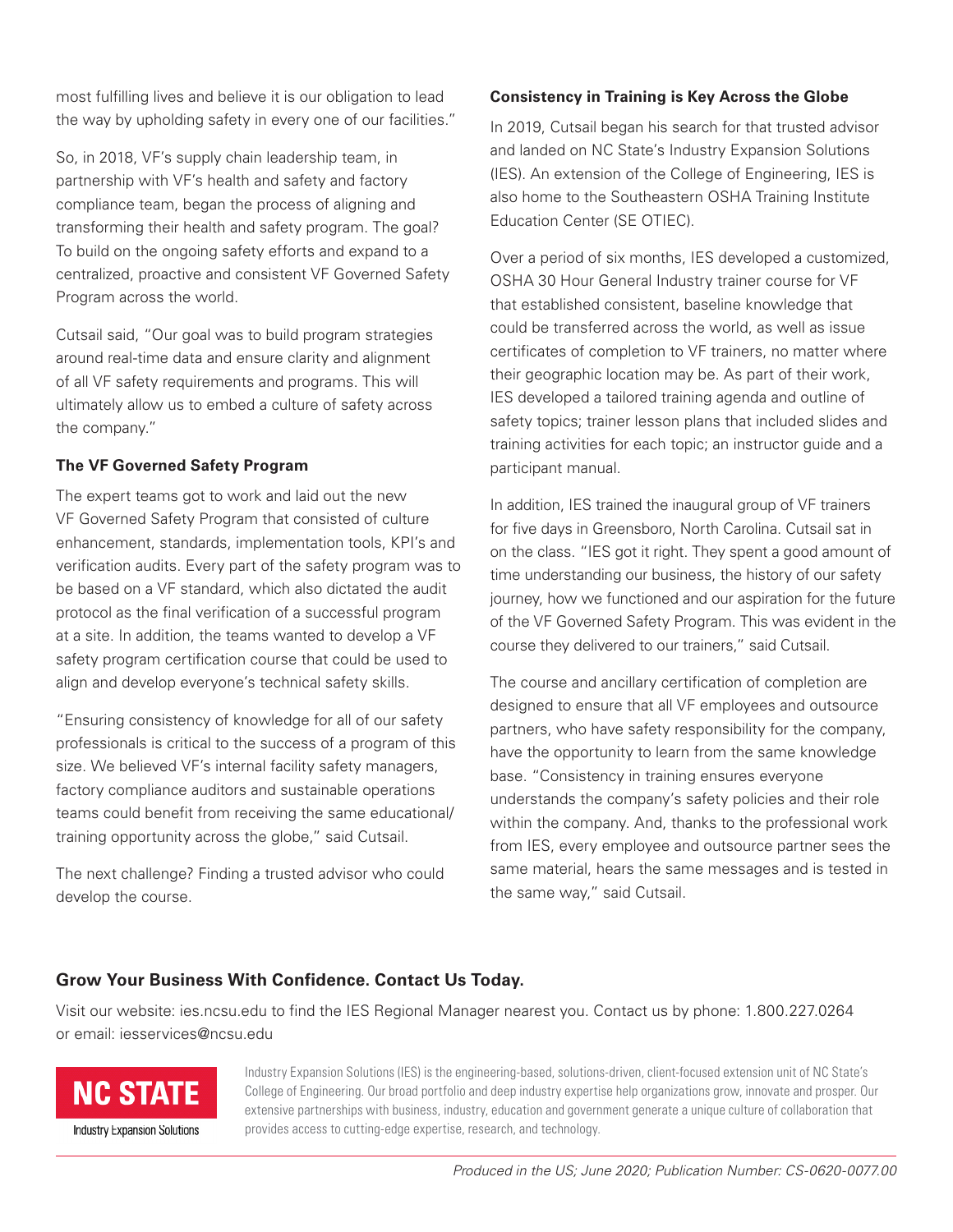most fulfilling lives and believe it is our obligation to lead the way by upholding safety in every one of our facilities."

So, in 2018, VF's supply chain leadership team, in partnership with VF's health and safety and factory compliance team, began the process of aligning and transforming their health and safety program. The goal? To build on the ongoing safety efforts and expand to a centralized, proactive and consistent VF Governed Safety Program across the world.

Cutsail said, "Our goal was to build program strategies around real-time data and ensure clarity and alignment of all VF safety requirements and programs. This will ultimately allow us to embed a culture of safety across the company."

**The VF Governed Safety Program**

The expert teams got to work and laid out the new VF Governed Safety Program that consisted of culture enhancement, standards, implementation tools, KPI's and verification audits. Every part of the safety program was to be based on a VF standard, which also dictated the audit protocol as the final verification of a successful program at a site. In addition, the teams wanted to develop a VF safety program certification course that could be used to align and develop everyone's technical safety skills.

"Ensuring consistency of knowledge for all of our safety professionals is critical to the success of a program of this size. We believed VF's internal facility safety managers, factory compliance auditors and sustainable operations teams could benefit from receiving the same educational/training opportunity across the globe," said Cutsail.

The next challenge? Finding a trusted advisor who could develop the course.

**Consistency in Training is Key Across the Globe**

In 2019, Cutsail began his search for that trusted advisor and landed on NC State's Industry Expansion Solutions (IES). An extension of the College of Engineering, IES is also home to the Southeastern OSHA Training Institute Education Center (SE OTIEC).

Over a period of six months, IES developed a customized, OSHA 30 Hour General Industry trainer course for VF that established consistent, baseline knowledge that could be transferred across the world, as well as issue certificates of completion to VF trainers, no matter where their geographic location may be. As part of their work, IES developed a tailored training agenda and outline of safety topics; trainer lesson plans that included slides and training activities for each topic; an instructor guide and a participant manual.

In addition, IES trained the inaugural group of VF trainers for five days in Greensboro, North Carolina. Cutsail sat in on the class. "IES got it right. They spent a good amount of time understanding our business, the history of our safety journey, how we functioned and our aspiration for the future of the VF Governed Safety Program. This was evident in the course they delivered to our trainers," said Cutsail.

The course and ancillary certification of completion are designed to ensure that all VF employees and outsource partners, who have safety responsibility for the company, have the opportunity to learn from the same knowledge base. "Consistency in training ensures everyone understands the company's safety policies and their role within the company. And, thanks to the professional work from IES, every employee and outsource partner sees the same material, hears the same messages and is tested in the same way," said Cutsail.

**Grow Your Business With Confidence. Contact Us Today.**

Visit our website: ies.ncsu.edu to find the IES Regional Manager nearest you. Contact us by phone: 1.800.227.0264 or email: iesservices@ncsu.edu

NC STATE
Industry Expansion Solutions

Industry Expansion Solutions (IES) is the engineering-based, solutions-driven, client-focused extension unit of NC State's College of Engineering. Our broad portfolio and deep industry expertise help organizations grow, innovate and prosper. Our extensive partnerships with business, industry, education and government generate a unique culture of collaboration that provides access to cutting-edge expertise, research, and technology.

*Produced in the US; June 2020; Publication Number: CS-0620-0077.00*